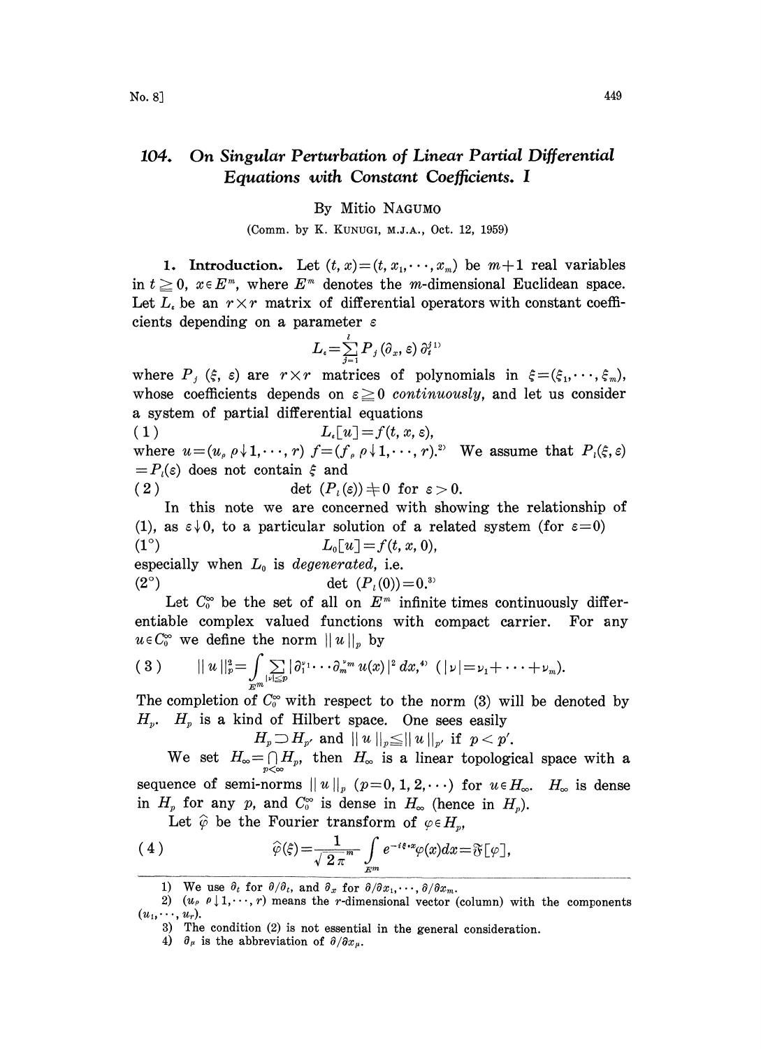# 104. On Singular Perturbation of Linear Partial Differential Equations with Constant Coefficients. I

By Mitio NAGUMO

(Comm. by K. KUNUGI, M.J.A., Oct. 12, 1959)

**1. Introduction.** Let $(t, x)=(t, x_1, \cdots, x_m)$ be $m+1$ real variables in $t \geqq 0$, $x \in E^m$, where $E^m$ denotes the $m$-dimensional Euclidean space. Let $L_\varepsilon$ be an $r \times r$ matrix of differential operators with constant coefficients depending on a parameter $\varepsilon$

$$L_\varepsilon = \sum_{j=1}^{l} P_j(\partial_x, \varepsilon)\, \partial_t^j \text{ [1]}$$

where $P_j(\xi, \varepsilon)$ are $r \times r$ matrices of polynomials in $\xi=(\xi_1, \cdots, \xi_m)$, whose coefficients depends on $\varepsilon \geqq 0$ *continuously*, and let us consider a system of partial differential equations

$$(1) \qquad L_\varepsilon[u]=f(t, x, \varepsilon),$$

where $u=(u_\rho\ \rho \downarrow 1, \cdots, r)$ $f=(f_\rho\ \rho \downarrow 1, \cdots, r)$.[2] We assume that $P_l(\xi, \varepsilon) = P_l(\varepsilon)$ does not contain $\xi$ and

$$(2) \qquad \det\,(P_l(\varepsilon)) \neq 0 \text{ for } \varepsilon > 0.$$

In this note we are concerned with showing the relationship of (1), as $\varepsilon \downarrow 0$, to a particular solution of a related system (for $\varepsilon=0$)

$$(1^\circ) \qquad L_0[u]=f(t, x, 0),$$

especially when $L_0$ is *degenerated*, i.e.

$$(2^\circ) \qquad \det\,(P_l(0))=0.\text{[3]}$$

Let $C_0^\infty$ be the set of all on $E^m$ infinite times continuously differentiable complex valued functions with compact carrier. For any $u \in C_0^\infty$ we define the norm $\|u\|_p$ by

$$(3) \qquad \|u\|_p^2=\int_{E^m} \sum_{|\nu|\leqq p} |\partial_1^{\nu_1} \cdots \partial_m^{\nu_m} u(x)|^2\, dx,\text{[4]} \quad (|\nu|=\nu_1+\cdots+\nu_m).$$

The completion of $C_0^\infty$ with respect to the norm (3) will be denoted by $H_p$. $H_p$ is a kind of Hilbert space. One sees easily

$$H_p \supset H_{p'} \text{ and } \|u\|_p \leqq \|u\|_{p'} \text{ if } p < p'.$$

We set $H_\infty = \bigcap_{p<\infty} H_p$, then $H_\infty$ is a linear topological space with a sequence of semi-norms $\|u\|_p$ $(p=0, 1, 2, \cdots)$ for $u \in H_\infty$. $H_\infty$ is dense in $H_p$ for any $p$, and $C_0^\infty$ is dense in $H_\infty$ (hence in $H_p$).

Let $\hat{\varphi}$ be the Fourier transform of $\varphi \in H_p$,

$$(4) \qquad \hat{\varphi}(\xi)=\frac{1}{\sqrt{2\pi}^m} \int_{E^m} e^{-i\xi \cdot x} \varphi(x) dx = \mathfrak{F}[\varphi],$$

---

1) We use $\partial_t$ for $\partial/\partial_t$, and $\partial_x$ for $\partial/\partial x_1, \cdots, \partial/\partial x_m$.

2) $(u_\rho\ \rho \downarrow 1, \cdots, r)$ means the $r$-dimensional vector (column) with the components $(u_1, \cdots, u_r)$.

3) The condition (2) is not essential in the general consideration.

4) $\partial_\mu$ is the abbreviation of $\partial/\partial x_\mu$.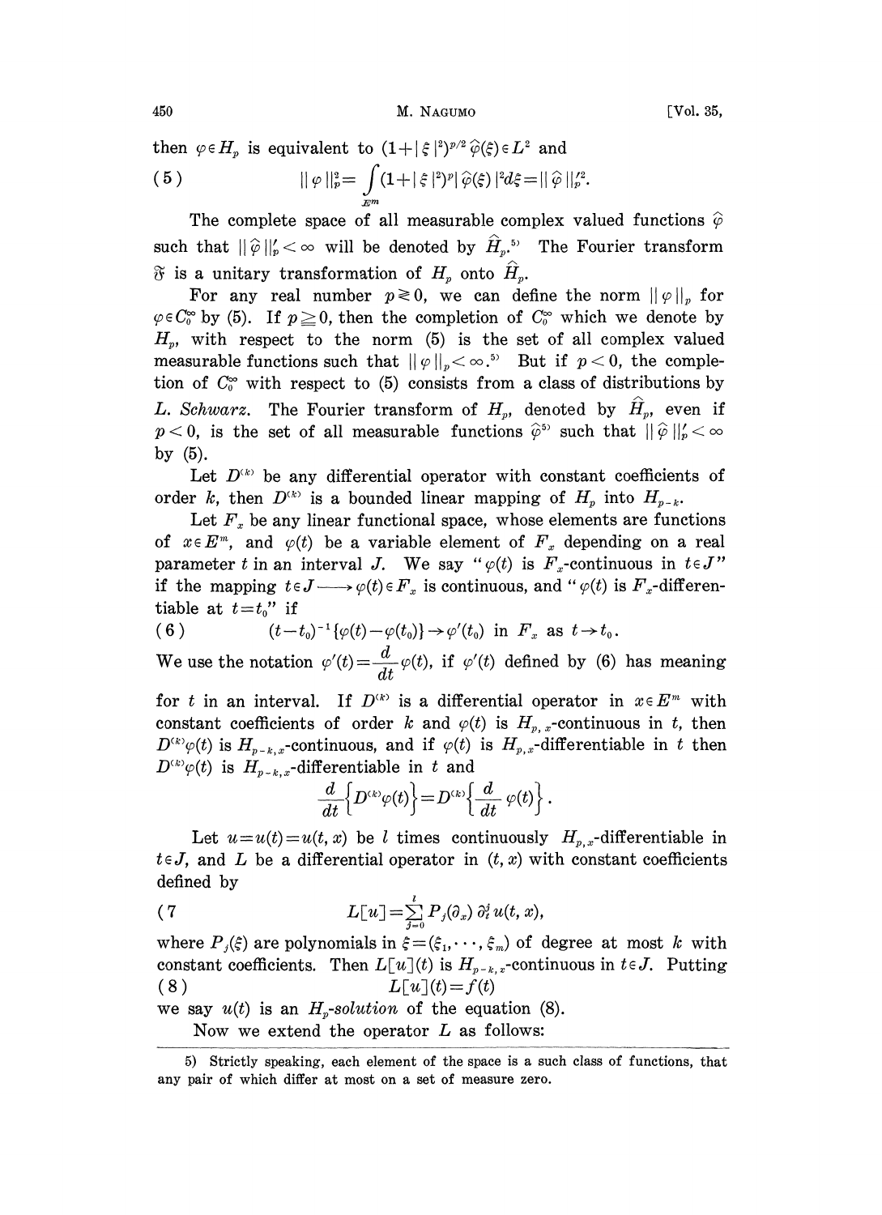then $\varphi \in H_p$ is equivalent to $(1+|\xi|^2)^{p/2}\hat{\varphi}(\xi) \in L^2$ and

$$(5) \qquad \|\varphi\|_p^2 = \int_{E^m} (1+|\xi|^2)^p |\hat{\varphi}(\xi)|^2 d\xi = \|\hat{\varphi}\|_p'^2.$$

The complete space of all measurable complex valued functions $\hat{\varphi}$ such that $\|\hat{\varphi}\|_p' < \infty$ will be denoted by $\hat{H}_p$.[5] The Fourier transform $\mathfrak{F}$ is a unitary transformation of $H_p$ onto $\hat{H}_p$.

For any real number $p \gtrless 0$, we can define the norm $\|\varphi\|_p$ for $\varphi \in C_0^\infty$ by (5). If $p \geqq 0$, then the completion of $C_0^\infty$ which we denote by $H_p$, with respect to the norm (5) is the set of all complex valued measurable functions such that $\|\varphi\|_p < \infty$.[5] But if $p < 0$, the completion of $C_0^\infty$ with respect to (5) consists from a class of distributions by *L. Schwarz*. The Fourier transform of $H_p$, denoted by $\hat{H}_p$, even if $p < 0$, is the set of all measurable functions $\hat{\varphi}$[5] such that $\|\hat{\varphi}\|_p' < \infty$ by (5).

Let $D^{(k)}$ be any differential operator with constant coefficients of order $k$, then $D^{(k)}$ is a bounded linear mapping of $H_p$ into $H_{p-k}$.

Let $F_x$ be any linear functional space, whose elements are functions of $x \in E^m$, and $\varphi(t)$ be a variable element of $F_x$ depending on a real parameter $t$ in an interval $J$. We say "$\varphi(t)$ is $F_x$-continuous in $t \in J$" if the mapping $t \in J \longrightarrow \varphi(t) \in F_x$ is continuous, and "$\varphi(t)$ is $F_x$-differentiable at $t = t_0$" if

$$(6) \qquad (t-t_0)^{-1}\{\varphi(t) - \varphi(t_0)\} \to \varphi'(t_0) \text{ in } F_x \text{ as } t \to t_0.$$

We use the notation $\varphi'(t) = \frac{d}{dt}\varphi(t)$, if $\varphi'(t)$ defined by (6) has meaning for $t$ in an interval. If $D^{(k)}$ is a differential operator in $x \in E^m$ with constant coefficients of order $k$ and $\varphi(t)$ is $H_{p,x}$-continuous in $t$, then $D^{(k)}\varphi(t)$ is $H_{p-k,x}$-continuous, and if $\varphi(t)$ is $H_{p,x}$-differentiable in $t$ then $D^{(k)}\varphi(t)$ is $H_{p-k,x}$-differentiable in $t$ and

$$\frac{d}{dt}\left\{D^{(k)}\varphi(t)\right\} = D^{(k)}\left\{\frac{d}{dt}\varphi(t)\right\}.$$

Let $u = u(t) = u(t, x)$ be $l$ times continuously $H_{p,x}$-differentiable in $t \in J$, and $L$ be a differential operator in $(t, x)$ with constant coefficients defined by

$$(7) \qquad L[u] = \sum_{j=0}^{l} P_j(\partial_x)\,\partial_t^j u(t, x),$$

where $P_j(\xi)$ are polynomials in $\xi = (\xi_1, \cdots, \xi_m)$ of degree at most $k$ with constant coefficients. Then $L[u](t)$ is $H_{p-k,x}$-continuous in $t \in J$. Putting

$$(8) \qquad L[u](t) = f(t)$$

we say $u(t)$ is an *$H_p$-solution* of the equation (8).

Now we extend the operator $L$ as follows:

---

5) Strictly speaking, each element of the space is a such class of functions, that any pair of which differ at most on a set of measure zero.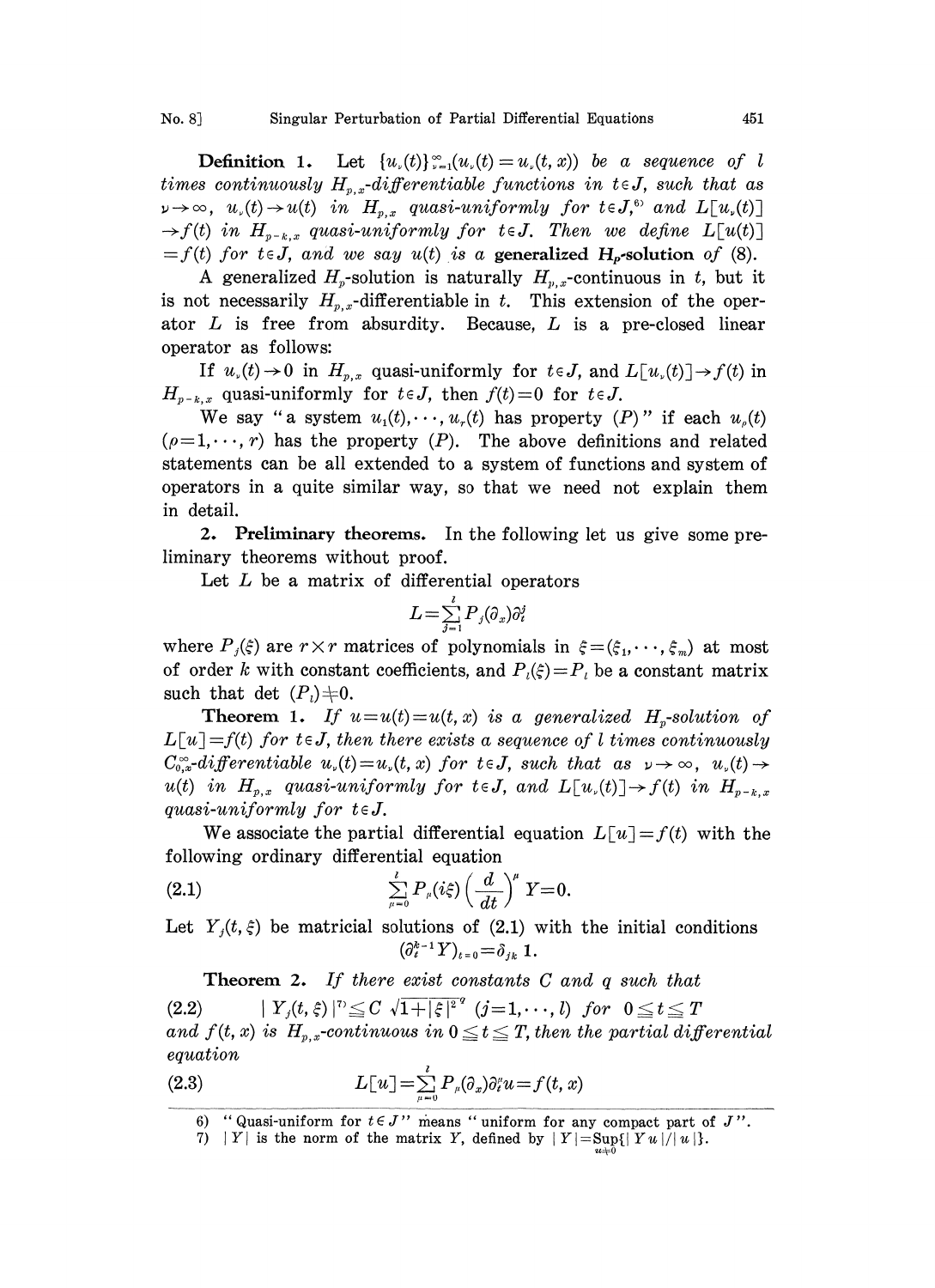**Definition 1.** *Let $\{u_\nu(t)\}_{\nu=1}^{\infty}(u_\nu(t)=u_\nu(t,x))$ be a sequence of $l$ times continuously $H_{p,x}$-differentiable functions in $t\in J$, such that as $\nu\to\infty$, $u_\nu(t)\to u(t)$ in $H_{p,x}$ quasi-uniformly for $t\in J$,*[6] *and $L[u_\nu(t)]\to f(t)$ in $H_{p-k,x}$ quasi-uniformly for $t\in J$. Then we define $L[u(t)]=f(t)$ for $t\in J$, and we say $u(t)$ is a* **generalized $H_p$-solution** *of* (8).

A generalized $H_p$-solution is naturally $H_{p,x}$-continuous in $t$, but it is not necessarily $H_{p,x}$-differentiable in $t$. This extension of the operator $L$ is free from absurdity. Because, $L$ is a pre-closed linear operator as follows:

If $u_\nu(t)\to 0$ in $H_{p,x}$ quasi-uniformly for $t\in J$, and $L[u_\nu(t)]\to f(t)$ in $H_{p-k,x}$ quasi-uniformly for $t\in J$, then $f(t)=0$ for $t\in J$.

We say "a system $u_1(t),\cdots,u_r(t)$ has property $(P)$" if each $u_\rho(t)$ $(\rho=1,\cdots,r)$ has the property $(P)$. The above definitions and related statements can be all extended to a system of functions and system of operators in a quite similar way, so that we need not explain them in detail.

**2. Preliminary theorems.** In the following let us give some preliminary theorems without proof.

Let $L$ be a matrix of differential operators

$$L=\sum_{j=1}^{l}P_j(\partial_x)\partial_t^j$$

where $P_j(\xi)$ are $r\times r$ matrices of polynomials in $\xi=(\xi_1,\cdots,\xi_m)$ at most of order $k$ with constant coefficients, and $P_l(\xi)=P_l$ be a constant matrix such that $\det(P_l)\neq 0$.

**Theorem 1.** *If $u=u(t)=u(t,x)$ is a generalized $H_p$-solution of $L[u]=f(t)$ for $t\in J$, then there exists a sequence of $l$ times continuously $C_{0,x}^{\infty}$-differentiable $u_\nu(t)=u_\nu(t,x)$ for $t\in J$, such that as $\nu\to\infty$, $u_\nu(t)\to u(t)$ in $H_{p,x}$ quasi-uniformly for $t\in J$, and $L[u_\nu(t)]\to f(t)$ in $H_{p-k,x}$ quasi-uniformly for $t\in J$.*

We associate the partial differential equation $L[u]=f(t)$ with the following ordinary differential equation

$$\sum_{\mu=0}^{l}P_\mu(i\xi)\left(\frac{d}{dt}\right)^{\mu}Y=0. \tag{2.1}$$

Let $Y_j(t,\xi)$ be matricial solutions of (2.1) with the initial conditions

$$(\partial_t^{k-1}Y)_{t=0}=\delta_{jk}\,\mathbf{1}.$$

**Theorem 2.** *If there exist constants $C$ and $q$ such that*

$$|Y_j(t,\xi)|^{7)}\leq C\sqrt{1+|\xi|^2}^{\,q}\ (j=1,\cdots,l)\ \text{for}\ 0\leq t\leq T \tag{2.2}$$

*and $f(t,x)$ is $H_{p,x}$-continuous in $0\leq t\leq T$, then the partial differential equation*

$$L[u]=\sum_{\mu=0}^{l}P_\mu(\partial_x)\partial_t^{\mu}u=f(t,x) \tag{2.3}$$

---

6) "Quasi-uniform for $t\in J$" means "uniform for any compact part of $J$".

7) $|Y|$ is the norm of the matrix $Y$, defined by $|Y|=\operatorname*{Sup}_{u\neq 0}\{|Yu|/|u|\}$.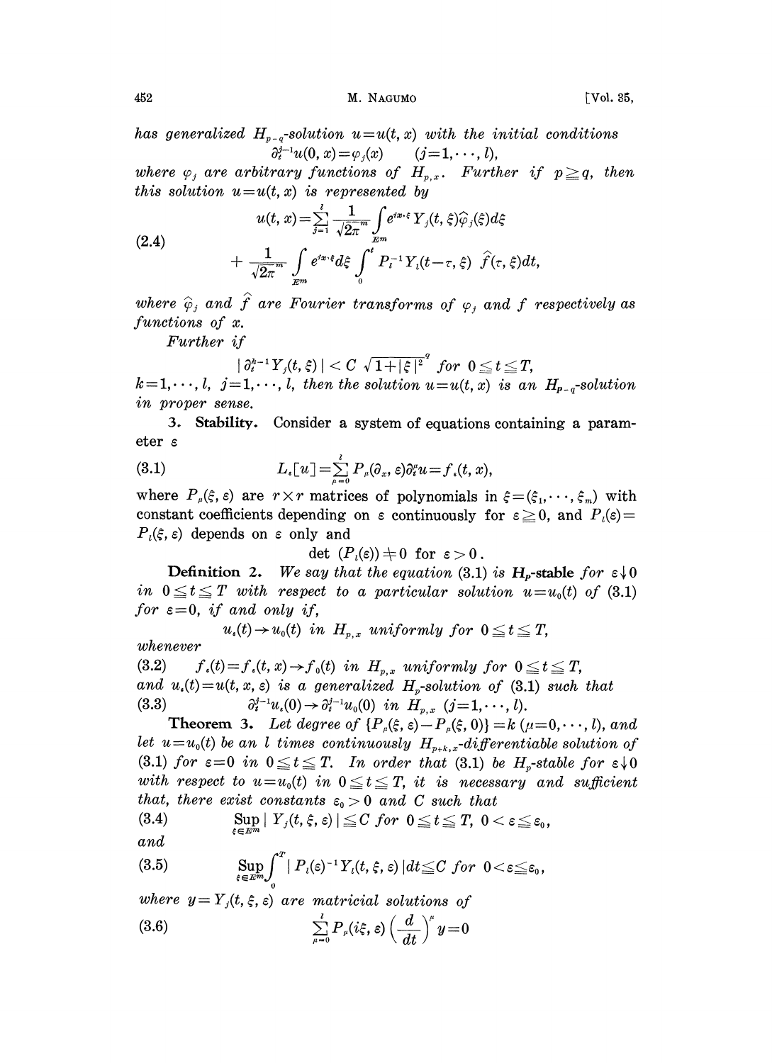*has generalized $H_{p-q}$-solution $u=u(t,x)$ with the initial conditions*

$$\partial_t^{j-1}u(0,x)=\varphi_j(x) \qquad (j=1,\cdots,l),$$

*where $\varphi_j$ are arbitrary functions of $H_{p,x}$. Further if $p\geqq q$, then this solution $u=u(t,x)$ is represented by*

$$u(t,x)=\sum_{j=1}^{l}\frac{1}{\sqrt{2\pi}^{m}}\int_{E^m}e^{ix\cdot\xi}Y_j(t,\xi)\hat{\varphi}_j(\xi)d\xi$$

$$+\frac{1}{\sqrt{2\pi}^{m}}\int_{E^m}e^{ix\cdot\xi}d\xi\int_0^t P_l^{-1}Y_l(t-\tau,\xi)\,\hat{f}(\tau,\xi)dt, \tag{2.4}$$

*where $\hat{\varphi}_j$ and $\hat{f}$ are Fourier transforms of $\varphi_j$ and $f$ respectively as functions of $x$.*

*Further if*

$$|\partial_t^{k-1}Y_j(t,\xi)|<C\sqrt{1+|\xi|^2}^{\,q} \text{ for } 0\leqq t\leqq T,$$

*$k=1,\cdots,l$, $j=1,\cdots,l$, then the solution $u=u(t,x)$ is an $H_{p-q}$-solution in proper sense.*

**3. Stability.** Consider a system of equations containing a parameter $\varepsilon$

$$L_\varepsilon[u]=\sum_{\mu=0}^{l}P_\mu(\partial_x,\varepsilon)\partial_t^\mu u=f_\varepsilon(t,x), \tag{3.1}$$

where $P_\mu(\xi,\varepsilon)$ are $r\times r$ matrices of polynomials in $\xi=(\xi_1,\cdots,\xi_m)$ with constant coefficients depending on $\varepsilon$ continuously for $\varepsilon\geqq 0$, and $P_l(\varepsilon)=P_l(\xi,\varepsilon)$ depends on $\varepsilon$ only and

$$\det(P_l(\varepsilon))\neq 0 \text{ for } \varepsilon>0.$$

**Definition 2.** *We say that the equation (3.1) is* **$H_p$-stable** *for $\varepsilon\downarrow 0$ in $0\leqq t\leqq T$ with respect to a particular solution $u=u_0(t)$ of (3.1) for $\varepsilon=0$, if and only if,*

$$u_\varepsilon(t)\to u_0(t) \text{ in } H_{p,x} \text{ uniformly for } 0\leqq t\leqq T,$$

*whenever*

$$f_\varepsilon(t)=f_\varepsilon(t,x)\to f_0(t) \text{ in } H_{p,x} \text{ uniformly for } 0\leqq t\leqq T, \tag{3.2}$$

*and $u_\varepsilon(t)=u(t,x,\varepsilon)$ is a generalized $H_p$-solution of (3.1) such that*

$$\partial_t^{j-1}u_\varepsilon(0)\to\partial_t^{j-1}u_0(0) \text{ in } H_{p,x}\ (j=1,\cdots,l). \tag{3.3}$$

**Theorem 3.** *Let degree of $\{P_\mu(\xi,\varepsilon)-P_\mu(\xi,0)\}=k$ $(\mu=0,\cdots,l)$, and let $u=u_0(t)$ be an $l$ times continuously $H_{p+k,x}$-differentiable solution of (3.1) for $\varepsilon=0$ in $0\leqq t\leqq T$. In order that (3.1) be $H_p$-stable for $\varepsilon\downarrow 0$ with respect to $u=u_0(t)$ in $0\leqq t\leqq T$, it is necessary and sufficient that, there exist constants $\varepsilon_0>0$ and $C$ such that*

$$\sup_{\xi\in E^m}|Y_j(t,\xi,\varepsilon)|\leqq C \text{ for } 0\leqq t\leqq T,\ 0<\varepsilon\leqq\varepsilon_0, \tag{3.4}$$

*and*

$$\sup_{\xi\in E^m}\int_0^T|P_l(\varepsilon)^{-1}Y_l(t,\xi,\varepsilon)|dt\leqq C \text{ for } 0<\varepsilon\leqq\varepsilon_0, \tag{3.5}$$

*where $y=Y_j(t,\xi,\varepsilon)$ are matricial solutions of*

$$\sum_{\mu=0}^{l}P_\mu(i\xi,\varepsilon)\left(\frac{d}{dt}\right)^{\mu}y=0 \tag{3.6}$$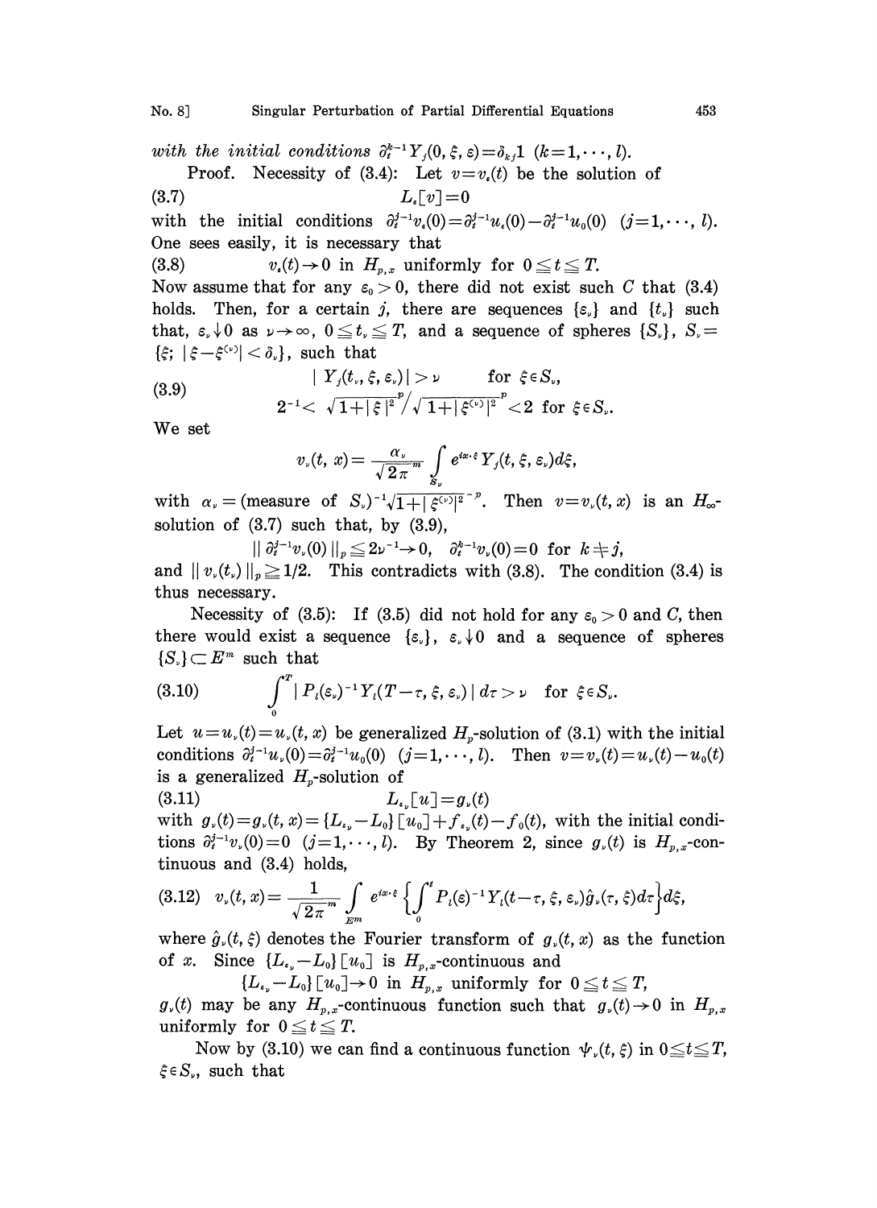*with the initial conditions* $\partial_t^{k-1} Y_j(0, \xi, \varepsilon) = \delta_{kj} 1$ $(k=1, \cdots, l)$.

Proof. Necessity of (3.4): Let $v = v_\varepsilon(t)$ be the solution of

$$L_\varepsilon[v] = 0 \tag{3.7}$$

with the initial conditions $\partial_t^{j-1} v_\varepsilon(0) = \partial_t^{j-1} u_\varepsilon(0) - \partial_t^{j-1} u_0(0)$ $(j=1, \cdots, l)$. One sees easily, it is necessary that

$$v_\varepsilon(t) \to 0 \text{ in } H_{p,x} \text{ uniformly for } 0 \leqq t \leqq T. \tag{3.8}$$

Now assume that for any $\varepsilon_0 > 0$, there did not exist such $C$ that (3.4) holds. Then, for a certain $j$, there are sequences $\{\varepsilon_\nu\}$ and $\{t_\nu\}$ such that, $\varepsilon_\nu \downarrow 0$ as $\nu \to \infty$, $0 \leqq t_\nu \leqq T$, and a sequence of spheres $\{S_\nu\}$, $S_\nu = \{\xi; |\xi - \xi^{(\nu)}| < \delta_\nu\}$, such that

$$\begin{aligned} &| Y_j(t_\nu, \xi, \varepsilon_\nu)| > \nu \qquad \text{for } \xi \in S_\nu, \\ &2^{-1} < \sqrt{1+|\xi|^2}^{\,p} \Big/ \sqrt{1+|\xi^{(\nu)}|^2}^{\,p} < 2 \text{ for } \xi \in S_\nu. \end{aligned} \tag{3.9}$$

We set

$$v_\nu(t, x) = \frac{\alpha_\nu}{\sqrt{2\pi}^{\,m}} \int_{S_\nu} e^{ix\cdot\xi} Y_j(t, \xi, \varepsilon_\nu) d\xi,$$

with $\alpha_\nu = (\text{measure of } S_\nu)^{-1} \sqrt{1+|\xi^{(\nu)}|^2}^{\,-p}$. Then $v = v_\nu(t, x)$ is an $H_\infty$-solution of (3.7) such that, by (3.9),

$$\| \partial_t^{j-1} v_\nu(0) \|_p \leqq 2\nu^{-1} \to 0, \quad \partial_t^{k-1} v_\nu(0) = 0 \text{ for } k \neq j,$$

and $\| v_\nu(t_\nu) \|_p \geqq 1/2$. This contradicts with (3.8). The condition (3.4) is thus necessary.

Necessity of (3.5): If (3.5) did not hold for any $\varepsilon_0 > 0$ and $C$, then there would exist a sequence $\{\varepsilon_\nu\}$, $\varepsilon_\nu \downarrow 0$ and a sequence of spheres $\{S_\nu\} \subset E^m$ such that

$$\int_0^T | P_l(\varepsilon_\nu)^{-1} Y_l(T - \tau, \xi, \varepsilon_\nu) | d\tau > \nu \quad \text{for } \xi \in S_\nu. \tag{3.10}$$

Let $u = u_\nu(t) = u_\nu(t, x)$ be generalized $H_p$-solution of (3.1) with the initial conditions $\partial_t^{j-1} u_\nu(0) = \partial_t^{j-1} u_0(0)$ $(j=1, \cdots, l)$. Then $v = v_\nu(t) = u_\nu(t) - u_0(t)$ is a generalized $H_p$-solution of

$$L_{\varepsilon_\nu}[u] = g_\nu(t) \tag{3.11}$$

with $g_\nu(t) = g_\nu(t, x) = \{L_{\varepsilon_\nu} - L_0\}[u_0] + f_{\varepsilon_\nu}(t) - f_0(t)$, with the initial conditions $\partial_t^{j-1} v_\nu(0) = 0$ $(j=1, \cdots, l)$. By Theorem 2, since $g_\nu(t)$ is $H_{p,x}$-continuous and (3.4) holds,

$$v_\nu(t, x) = \frac{1}{\sqrt{2\pi}^{\,m}} \int_{E^m} e^{ix\cdot\xi} \left\{ \int_0^t P_l(\varepsilon)^{-1} Y_l(t - \tau, \xi, \varepsilon_\nu) \hat{g}_\nu(\tau, \xi) d\tau \right\} d\xi, \tag{3.12}$$

where $\hat{g}_\nu(t, \xi)$ denotes the Fourier transform of $g_\nu(t, x)$ as the function of $x$. Since $\{L_{\varepsilon_\nu} - L_0\}[u_0]$ is $H_{p,x}$-continuous and

$$\{L_{\varepsilon_\nu} - L_0\}[u_0] \to 0 \text{ in } H_{p,x} \text{ uniformly for } 0 \leqq t \leqq T,$$

$g_\nu(t)$ may be any $H_{p,x}$-continuous function such that $g_\nu(t) \to 0$ in $H_{p,x}$ uniformly for $0 \leqq t \leqq T$.

Now by (3.10) we can find a continuous function $\psi_\nu(t, \xi)$ in $0 \leqq t \leqq T$, $\xi \in S_\nu$, such that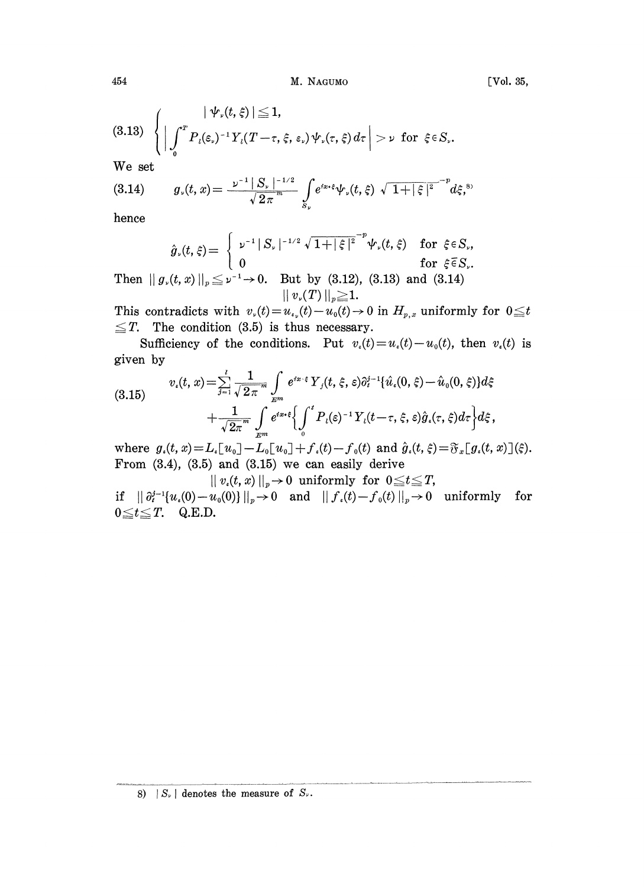$$
(3.13) \quad \begin{cases} |\psi_\nu(t, \xi)| \leqq 1, \\ \left| \int_0^T P_l(\varepsilon_\nu)^{-1} Y_l(T-\tau, \xi, \varepsilon_\nu) \psi_\nu(\tau, \xi) d\tau \right| > \nu \text{ for } \xi \in S_\nu. \end{cases}
$$

We set

$$
(3.14) \quad g_\nu(t, x) = \frac{\nu^{-1} |S_\nu|^{-1/2}}{\sqrt{2\pi}^m} \int_{S_\nu} e^{ix\cdot\xi} \psi_\nu(t, \xi) \sqrt{1+|\xi|^2}^{-p} d\xi, ^{8)}
$$

hence

$$
\hat{g}_\nu(t, \xi) = \begin{cases} \nu^{-1} |S_\nu|^{-1/2} \sqrt{1+|\xi|^2}^{-p} \psi_\nu(t, \xi) & \text{for } \xi \in S_\nu, \\ 0 & \text{for } \xi \bar{\in} S_\nu. \end{cases}
$$

Then $\| g_\nu(t, x) \|_p \leqq \nu^{-1} \to 0$. But by (3.12), (3.13) and (3.14)

$$
\| v_\nu(T) \|_p \geqq 1.
$$

This contradicts with $v_\nu(t) = u_{\varepsilon_\nu}(t) - u_0(t) \to 0$ in $H_{p,x}$ uniformly for $0 \leqq t \leqq T$. The condition (3.5) is thus necessary.

Sufficiency of the conditions. Put $v_\varepsilon(t) = u_\varepsilon(t) - u_0(t)$, then $v_\varepsilon(t)$ is given by

$$
(3.15) \quad \begin{aligned} v_\varepsilon(t, x) = & \sum_{j=1}^{l} \frac{1}{\sqrt{2\pi}^m} \int_{E^m} e^{ix\cdot\xi} Y_j(t, \xi, \varepsilon) \partial_t^{j-1} \{ \hat{u}_\varepsilon(0, \xi) - \hat{u}_0(0, \xi) \} d\xi \\ & + \frac{1}{\sqrt{2\pi}^m} \int_{E^m} e^{ix\cdot\xi} \left\{ \int_0^t P_l(\varepsilon)^{-1} Y_l(t-\tau, \xi, \varepsilon) \hat{g}_\varepsilon(\tau, \xi) d\tau \right\} d\xi, \end{aligned}
$$

where $g_\varepsilon(t, x) = L_\varepsilon[u_0] - L_0[u_0] + f_\varepsilon(t) - f_0(t)$ and $\hat{g}_\varepsilon(t, \xi) = \mathfrak{F}_x[g_\varepsilon(t, x)](\xi)$. From (3.4), (3.5) and (3.15) we can easily derive

$$
\| v_\varepsilon(t, x) \|_p \to 0 \text{ uniformly for } 0 \leqq t \leqq T,
$$

if $\| \partial_t^{j-1} \{ u_\varepsilon(0) - u_0(0) \} \|_p \to 0$ and $\| f_\varepsilon(t) - f_0(t) \|_p \to 0$ uniformly for $0 \leqq t \leqq T$. Q.E.D.

8) $|S_\nu|$ denotes the measure of $S_\nu$.